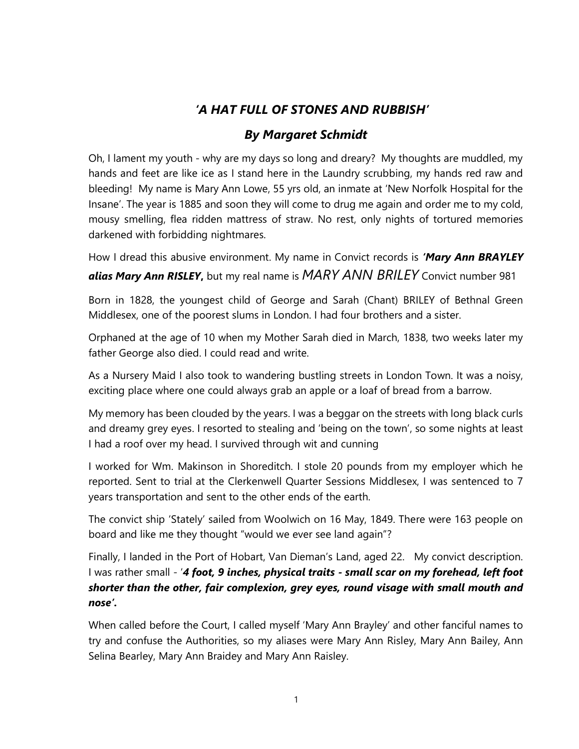# *'A HAT FULL OF STONES AND RUBBISH'*

## *By Margaret Schmidt*

Oh, I lament my youth - why are my days so long and dreary? My thoughts are muddled, my hands and feet are like ice as I stand here in the Laundry scrubbing, my hands red raw and bleeding! My name is Mary Ann Lowe, 55 yrs old, an inmate at 'New Norfolk Hospital for the Insane'. The year is 1885 and soon they will come to drug me again and order me to my cold, mousy smelling, flea ridden mattress of straw. No rest, only nights of tortured memories darkened with forbidding nightmares.

How I dread this abusive environment. My name in Convict records is ***'Mary Ann BRAYLEY alias Mary Ann RISLEY*, ** but my real name is *MARY ANN BRILEY* Convict number 981

Born in 1828, the youngest child of George and Sarah (Chant) BRILEY of Bethnal Green Middlesex, one of the poorest slums in London. I had four brothers and a sister.

Orphaned at the age of 10 when my Mother Sarah died in March, 1838, two weeks later my father George also died. I could read and write.

As a Nursery Maid I also took to wandering bustling streets in London Town. It was a noisy, exciting place where one could always grab an apple or a loaf of bread from a barrow.

My memory has been clouded by the years. I was a beggar on the streets with long black curls and dreamy grey eyes. I resorted to stealing and 'being on the town', so some nights at least I had a roof over my head. I survived through wit and cunning

I worked for Wm. Makinson in Shoreditch. I stole 20 pounds from my employer which he reported. Sent to trial at the Clerkenwell Quarter Sessions Middlesex, I was sentenced to 7 years transportation and sent to the other ends of the earth.

The convict ship 'Stately' sailed from Woolwich on 16 May, 1849. There were 163 people on board and like me they thought "would we ever see land again"?

Finally, I landed in the Port of Hobart, Van Dieman's Land, aged 22. My convict description. I was rather small - '***4 foot, 9 inches, physical traits - small scar on my forehead, left foot shorter than the other, fair complexion, grey eyes, round visage with small mouth and nose'.***

When called before the Court, I called myself 'Mary Ann Brayley' and other fanciful names to try and confuse the Authorities, so my aliases were Mary Ann Risley, Mary Ann Bailey, Ann Selina Bearley, Mary Ann Braidey and Mary Ann Raisley.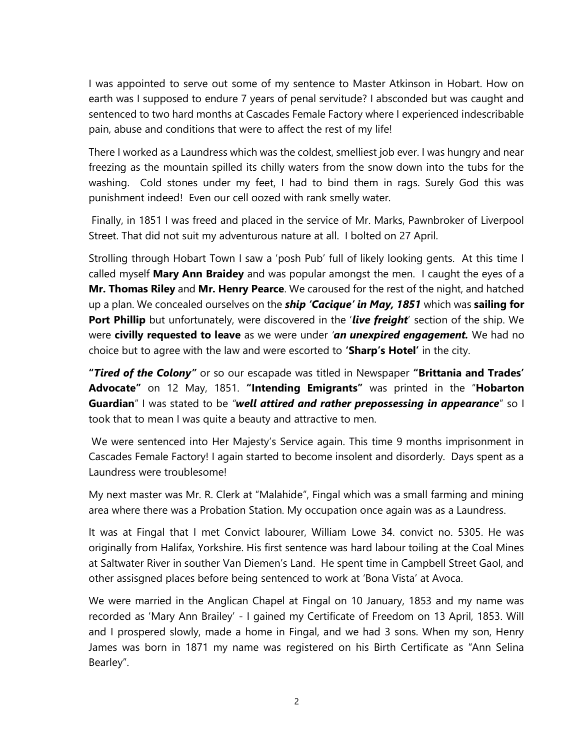I was appointed to serve out some of my sentence to Master Atkinson in Hobart. How on earth was I supposed to endure 7 years of penal servitude? I absconded but was caught and sentenced to two hard months at Cascades Female Factory where I experienced indescribable pain, abuse and conditions that were to affect the rest of my life!

There I worked as a Laundress which was the coldest, smelliest job ever. I was hungry and near freezing as the mountain spilled its chilly waters from the snow down into the tubs for the washing. Cold stones under my feet, I had to bind them in rags. Surely God this was punishment indeed! Even our cell oozed with rank smelly water.

Finally, in 1851 I was freed and placed in the service of Mr. Marks, Pawnbroker of Liverpool Street. That did not suit my adventurous nature at all. I bolted on 27 April.

Strolling through Hobart Town I saw a 'posh Pub' full of likely looking gents. At this time I called myself **Mary Ann Braidey** and was popular amongst the men. I caught the eyes of a **Mr. Thomas Riley** and **Mr. Henry Pearce**. We caroused for the rest of the night, and hatched up a plan. We concealed ourselves on the ***ship 'Cacique' in May, 1851*** which was **sailing for Port Phillip** but unfortunately, were discovered in the '***live freight***' section of the ship. We were **civilly requested to leave** as we were under *'**an unexpired engagement.*** We had no choice but to agree with the law and were escorted to **'Sharp's Hotel'** in the city.

**"*Tired of the Colony*"** or so our escapade was titled in Newspaper **"Brittania and Trades' Advocate"** on 12 May, 1851. **"Intending Emigrants"** was printed in the "**Hobarton Guardian**" I was stated to be *"**well attired and rather prepossessing in appearance***" so I took that to mean I was quite a beauty and attractive to men.

We were sentenced into Her Majesty's Service again. This time 9 months imprisonment in Cascades Female Factory! I again started to become insolent and disorderly. Days spent as a Laundress were troublesome!

My next master was Mr. R. Clerk at "Malahide", Fingal which was a small farming and mining area where there was a Probation Station. My occupation once again was as a Laundress.

It was at Fingal that I met Convict labourer, William Lowe 34. convict no. 5305. He was originally from Halifax, Yorkshire. His first sentence was hard labour toiling at the Coal Mines at Saltwater River in souther Van Diemen's Land. He spent time in Campbell Street Gaol, and other assisgned places before being sentenced to work at 'Bona Vista' at Avoca.

We were married in the Anglican Chapel at Fingal on 10 January, 1853 and my name was recorded as 'Mary Ann Brailey' - I gained my Certificate of Freedom on 13 April, 1853. Will and I prospered slowly, made a home in Fingal, and we had 3 sons. When my son, Henry James was born in 1871 my name was registered on his Birth Certificate as "Ann Selina Bearley".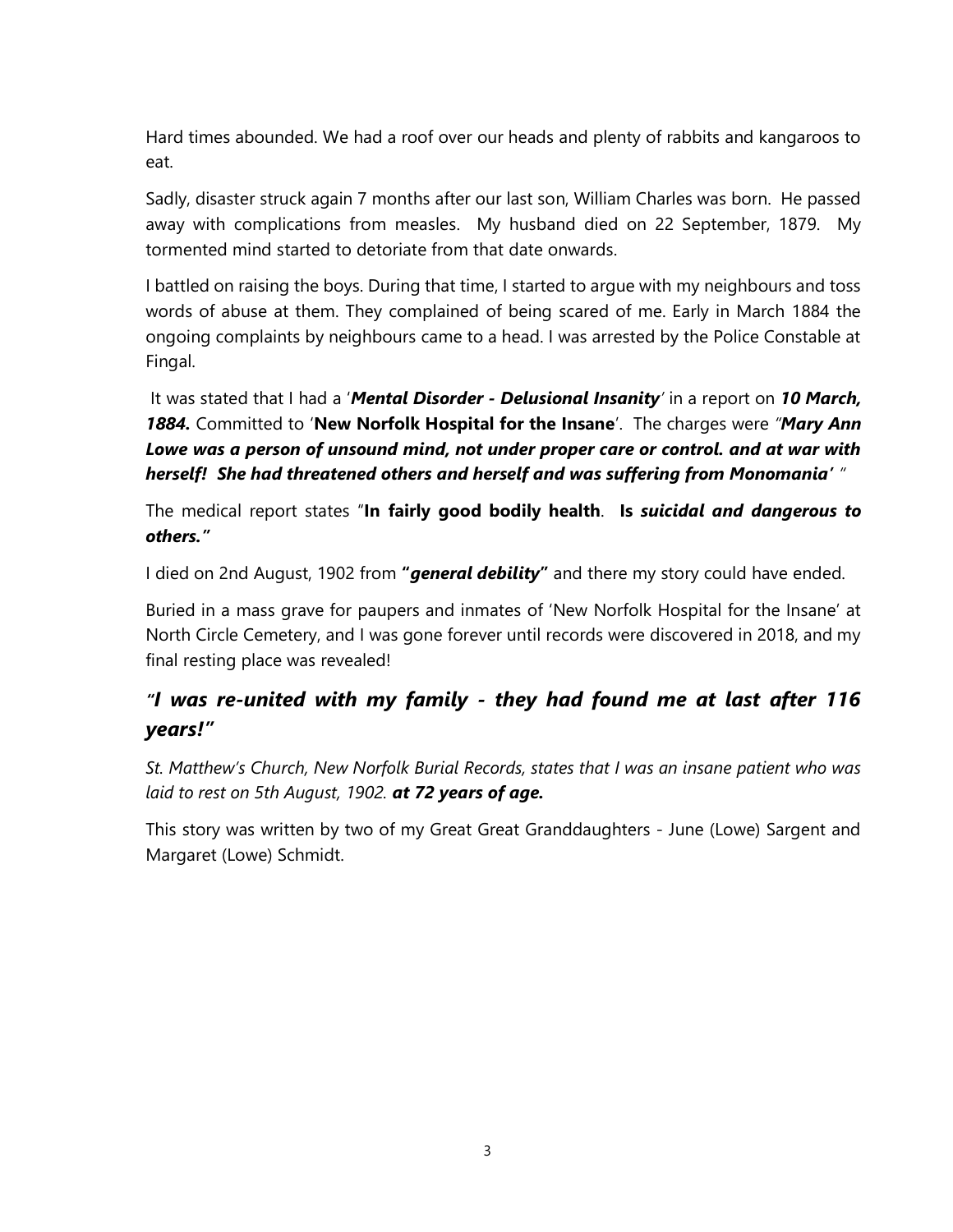Hard times abounded. We had a roof over our heads and plenty of rabbits and kangaroos to eat.

Sadly, disaster struck again 7 months after our last son, William Charles was born. He passed away with complications from measles. My husband died on 22 September, 1879. My tormented mind started to detoriate from that date onwards.

I battled on raising the boys. During that time, I started to argue with my neighbours and toss words of abuse at them. They complained of being scared of me. Early in March 1884 the ongoing complaints by neighbours came to a head. I was arrested by the Police Constable at Fingal.

It was stated that I had a '***Mental Disorder - Delusional Insanity***' in a report on ***10 March, 1884.*** Committed to '**New Norfolk Hospital for the Insane**'. The charges were "***Mary Ann Lowe was a person of unsound mind, not under proper care or control. and at war with herself! She had threatened others and herself and was suffering from Monomania'*** "

The medical report states "**In fairly good bodily health**. **Is *suicidal and dangerous to others."***

I died on 2nd August, 1902 from **"*general debility*"** and there my story could have ended.

Buried in a mass grave for paupers and inmates of 'New Norfolk Hospital for the Insane' at North Circle Cemetery, and I was gone forever until records were discovered in 2018, and my final resting place was revealed!

## *"I was re-united with my family - they had found me at last after 116 years!"*

*St. Matthew's Church, New Norfolk Burial Records, states that I was an insane patient who was laid to rest on 5th August, 1902.* ***at 72 years of age.***

This story was written by two of my Great Great Granddaughters - June (Lowe) Sargent and Margaret (Lowe) Schmidt.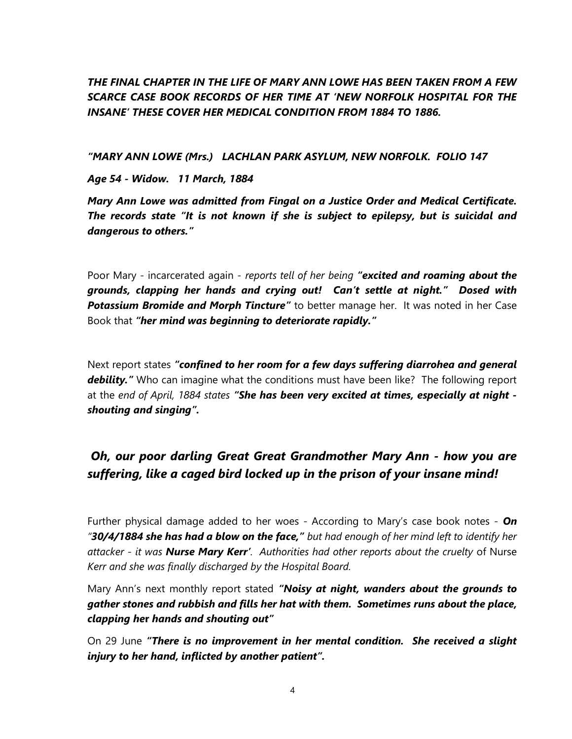***THE FINAL CHAPTER IN THE LIFE OF MARY ANN LOWE HAS BEEN TAKEN FROM A FEW SCARCE CASE BOOK RECORDS OF HER TIME AT 'NEW NORFOLK HOSPITAL FOR THE INSANE' THESE COVER HER MEDICAL CONDITION FROM 1884 TO 1886.***

***"MARY ANN LOWE (Mrs.) LACHLAN PARK ASYLUM, NEW NORFOLK. FOLIO 147***

***Age 54 - Widow. 11 March, 1884***

***Mary Ann Lowe was admitted from Fingal on a Justice Order and Medical Certificate. The records state "It is not known if she is subject to epilepsy, but is suicidal and dangerous to others."***

Poor Mary - incarcerated again - *reports tell of her being* ***"excited and roaming about the grounds, clapping her hands and crying out! Can't settle at night." Dosed with Potassium Bromide and Morph Tincture"*** to better manage her. It was noted in her Case Book that *"**her mind was beginning to deteriorate rapidly.**"*

Next report states ***"confined to her room for a few days suffering diarrohea and general debility."*** Who can imagine what the conditions must have been like? The following report at the *end of April, 1884 states* ***"She has been very excited at times, especially at night - shouting and singing".***

## *Oh, our poor darling Great Great Grandmother Mary Ann - how you are suffering, like a caged bird locked up in the prison of your insane mind!*

Further physical damage added to her woes - According to Mary's case book notes - ***On*** *"**30/4/1884 she has had a blow on the face,**" but had enough of her mind left to identify her attacker - it was **Nurse Mary Kerr'**. Authorities had other reports about the cruelty* of Nurse *Kerr and she was finally discharged by the Hospital Board.*

Mary Ann's next monthly report stated ***"Noisy at night, wanders about the grounds to gather stones and rubbish and fills her hat with them. Sometimes runs about the place, clapping her hands and shouting out"***

On 29 June ***"There is no improvement in her mental condition. She received a slight injury to her hand, inflicted by another patient".***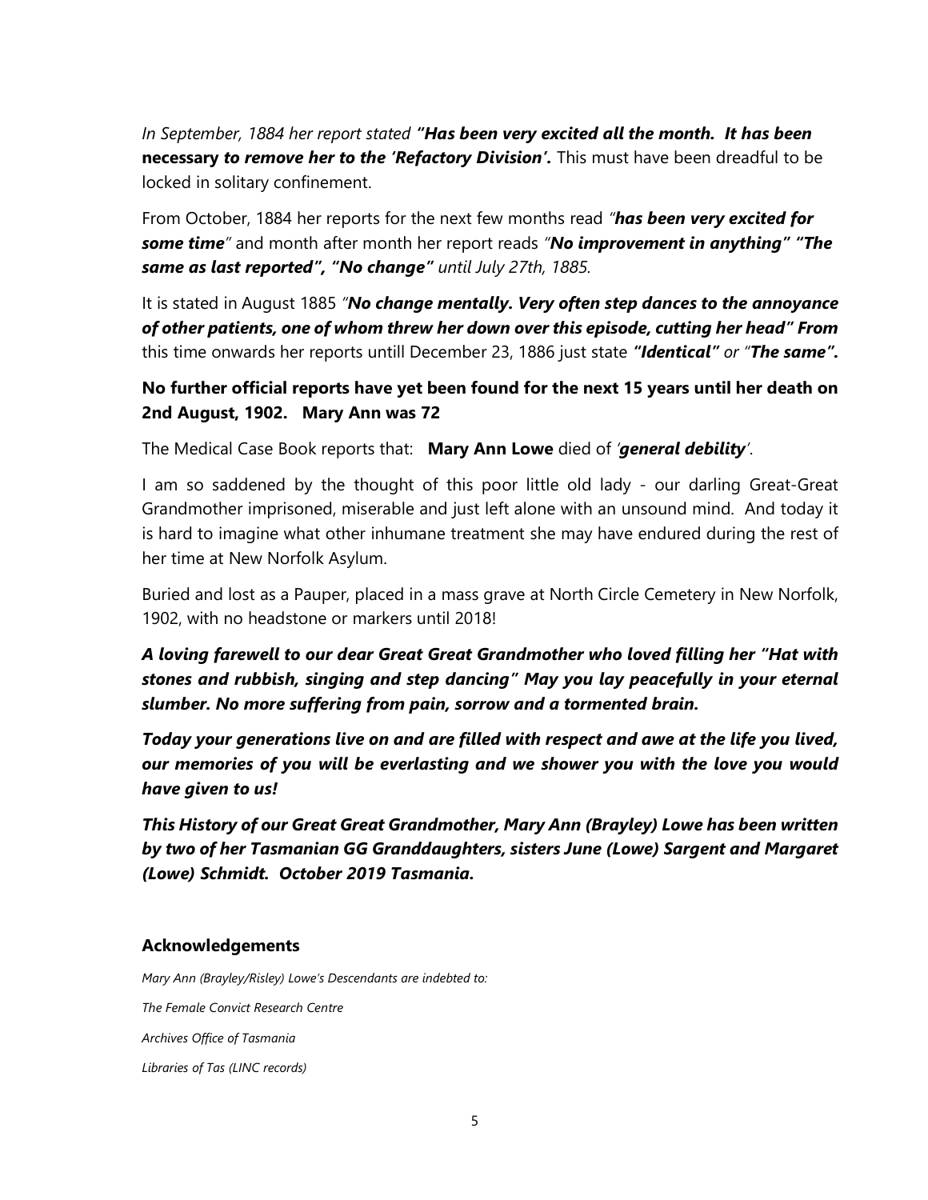*In September, 1884 her report stated* ***"Has been very excited all the month. It has been*** **necessary** ***to remove her to the 'Refactory Division'.*** This must have been dreadful to be locked in solitary confinement.

From October, 1884 her reports for the next few months read *"**has been very excited for some time**"* and month after month her report reads *"**No improvement in anything" "The same as last reported", "No change"** until July 27th, 1885.*

It is stated in August 1885 *"**No change mentally. Very often step dances to the annoyance of other patients, one of whom threw her down over this episode, cutting her head" From*** this time onwards her reports untill December 23, 1886 just state ***"Identical"*** *or "**The same".***

**No further official reports have yet been found for the next 15 years until her death on 2nd August, 1902. Mary Ann was 72**

The Medical Case Book reports that: **Mary Ann Lowe** died of *'**general debility**'*.

I am so saddened by the thought of this poor little old lady - our darling Great-Great Grandmother imprisoned, miserable and just left alone with an unsound mind. And today it is hard to imagine what other inhumane treatment she may have endured during the rest of her time at New Norfolk Asylum.

Buried and lost as a Pauper, placed in a mass grave at North Circle Cemetery in New Norfolk, 1902, with no headstone or markers until 2018!

***A loving farewell to our dear Great Great Grandmother who loved filling her "Hat with stones and rubbish, singing and step dancing" May you lay peacefully in your eternal slumber. No more suffering from pain, sorrow and a tormented brain.***

***Today your generations live on and are filled with respect and awe at the life you lived, our memories of you will be everlasting and we shower you with the love you would have given to us!***

***This History of our Great Great Grandmother, Mary Ann (Brayley) Lowe has been written by two of her Tasmanian GG Granddaughters, sisters June (Lowe) Sargent and Margaret (Lowe) Schmidt. October 2019 Tasmania.***

## Acknowledgements

*Mary Ann (Brayley/Risley) Lowe's Descendants are indebted to:*

*The Female Convict Research Centre*

*Archives Office of Tasmania*

*Libraries of Tas (LINC records)*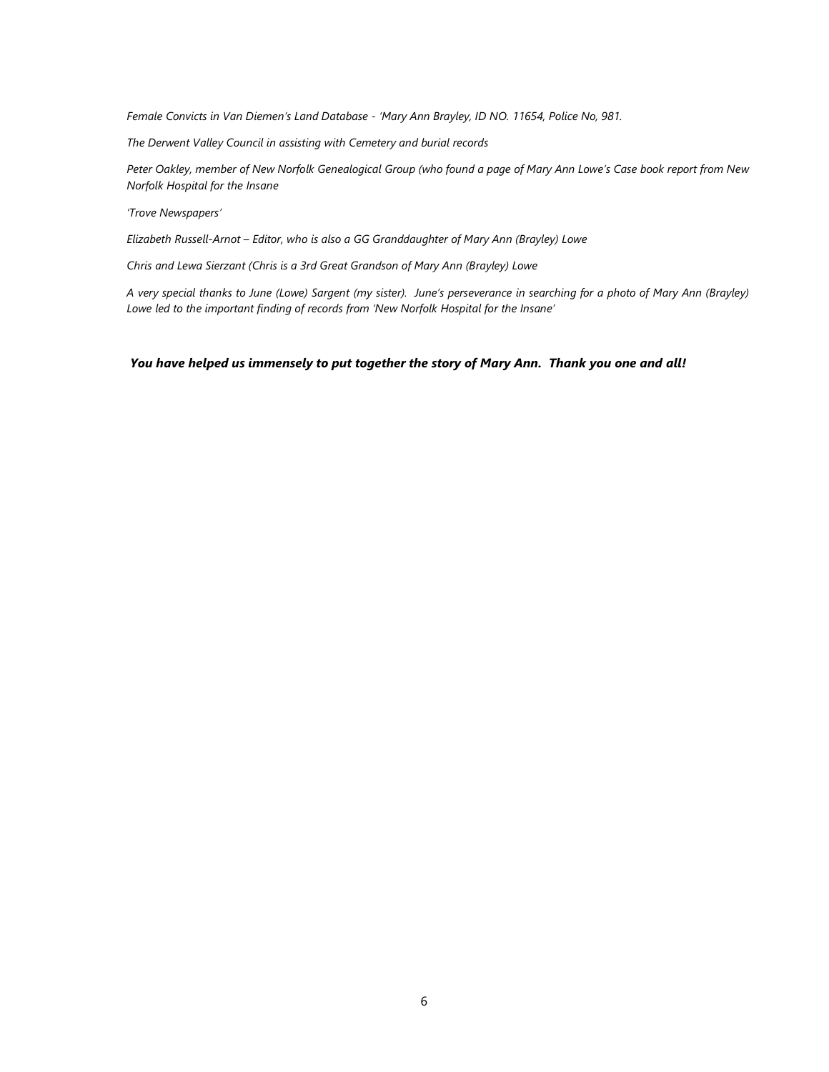*Female Convicts in Van Diemen's Land Database - 'Mary Ann Brayley, ID NO. 11654, Police No, 981.*

*The Derwent Valley Council in assisting with Cemetery and burial records*

*Peter Oakley, member of New Norfolk Genealogical Group (who found a page of Mary Ann Lowe's Case book report from New Norfolk Hospital for the Insane*

*'Trove Newspapers'*

*Elizabeth Russell-Arnot – Editor, who is also a GG Granddaughter of Mary Ann (Brayley) Lowe*

*Chris and Lewa Sierzant (Chris is a 3rd Great Grandson of Mary Ann (Brayley) Lowe*

*A very special thanks to June (Lowe) Sargent (my sister). June's perseverance in searching for a photo of Mary Ann (Brayley) Lowe led to the important finding of records from 'New Norfolk Hospital for the Insane'*

***You have helped us immensely to put together the story of Mary Ann. Thank you one and all!***